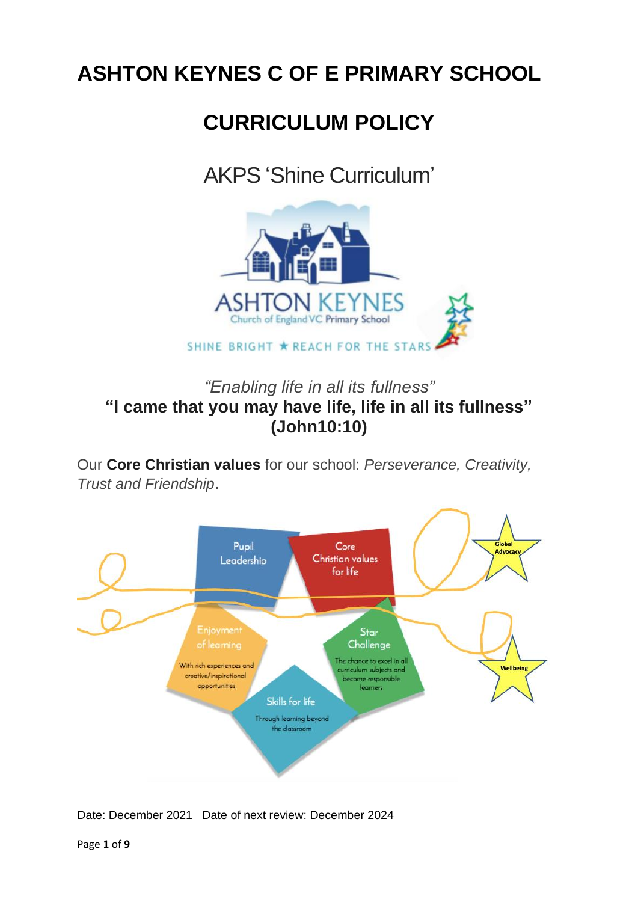# ASHTON KEYNES C OF E PRIMARY SCHOOL

# CURRICULUM POLICY

## AKPS 'Shine Curriculum'

*"Enabling life in all its fullness"*

**"I came that you may have life, life in all its fullness" (John10:10)**

Our **Core Christian values** for our school: *Perseverance, Creativity, Trust and Friendship*.

Pupil Leadership

Core Christian values for life

Global Advocacy

Enjoyment of learning

With rich experiences and creative/inspirational opportunities

Star Challenge

The chance to excel in all curriculum subjects and become responsible learners

Wellbeing

Skills for life

Through learning beyond the classroom

Date: December 2021 Date of next review: December 2024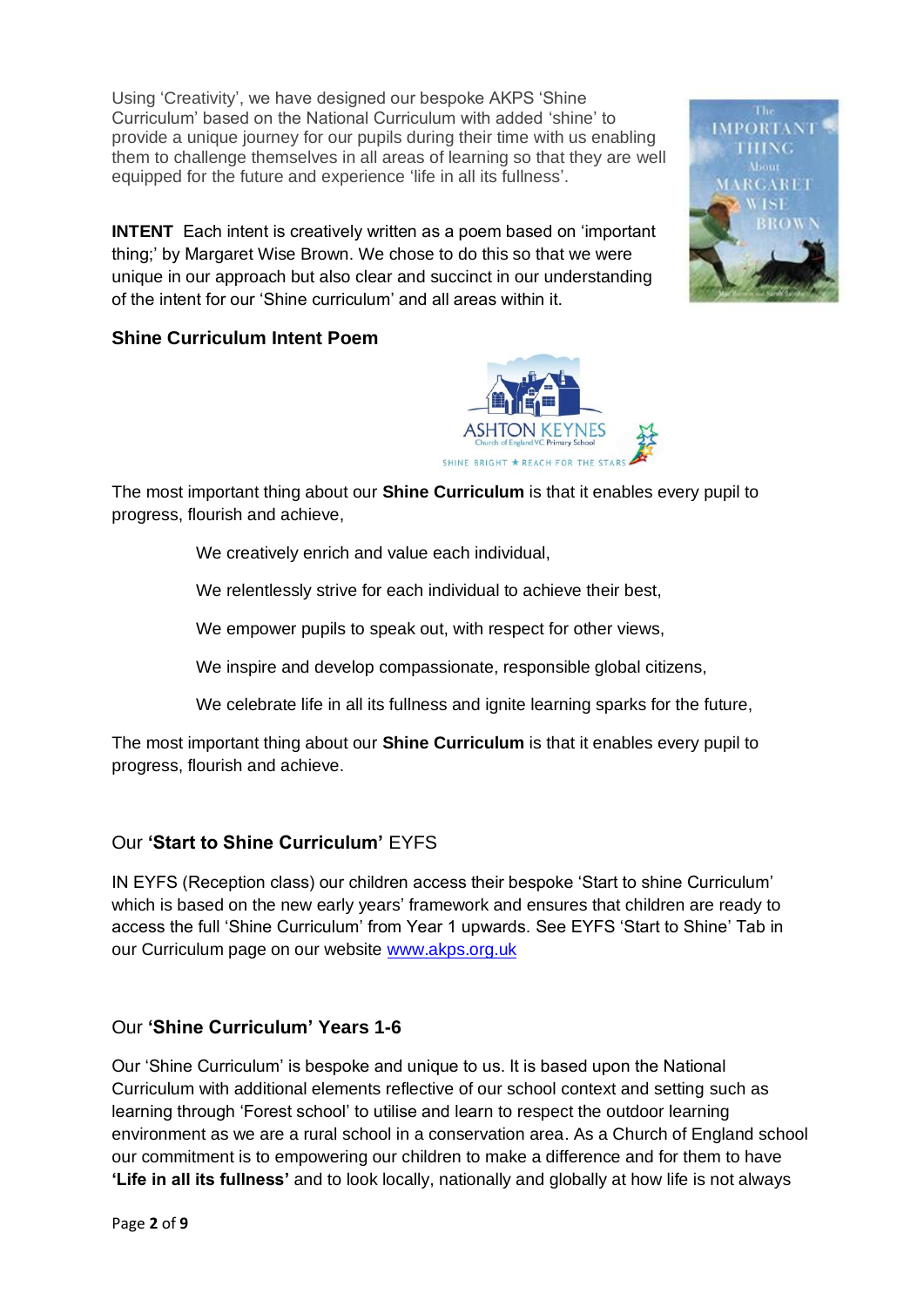Using 'Creativity', we have designed our bespoke AKPS 'Shine Curriculum' based on the National Curriculum with added 'shine' to provide a unique journey for our pupils during their time with us enabling them to challenge themselves in all areas of learning so that they are well equipped for the future and experience 'life in all its fullness'.

**INTENT** Each intent is creatively written as a poem based on 'important thing;' by Margaret Wise Brown. We chose to do this so that we were unique in our approach but also clear and succinct in our understanding of the intent for our 'Shine curriculum' and all areas within it.

### Shine Curriculum Intent Poem

The most important thing about our **Shine Curriculum** is that it enables every pupil to progress, flourish and achieve,

> We creatively enrich and value each individual,
>
> We relentlessly strive for each individual to achieve their best,
>
> We empower pupils to speak out, with respect for other views,
>
> We inspire and develop compassionate, responsible global citizens,
>
> We celebrate life in all its fullness and ignite learning sparks for the future,

The most important thing about our **Shine Curriculum** is that it enables every pupil to progress, flourish and achieve.

## Our **'Start to Shine Curriculum'** EYFS

IN EYFS (Reception class) our children access their bespoke 'Start to shine Curriculum' which is based on the new early years' framework and ensures that children are ready to access the full 'Shine Curriculum' from Year 1 upwards. See EYFS 'Start to Shine' Tab in our Curriculum page on our website www.akps.org.uk

## Our **'Shine Curriculum' Years 1-6**

Our 'Shine Curriculum' is bespoke and unique to us. It is based upon the National Curriculum with additional elements reflective of our school context and setting such as learning through 'Forest school' to utilise and learn to respect the outdoor learning environment as we are a rural school in a conservation area. As a Church of England school our commitment is to empowering our children to make a difference and for them to have **'Life in all its fullness'** and to look locally, nationally and globally at how life is not always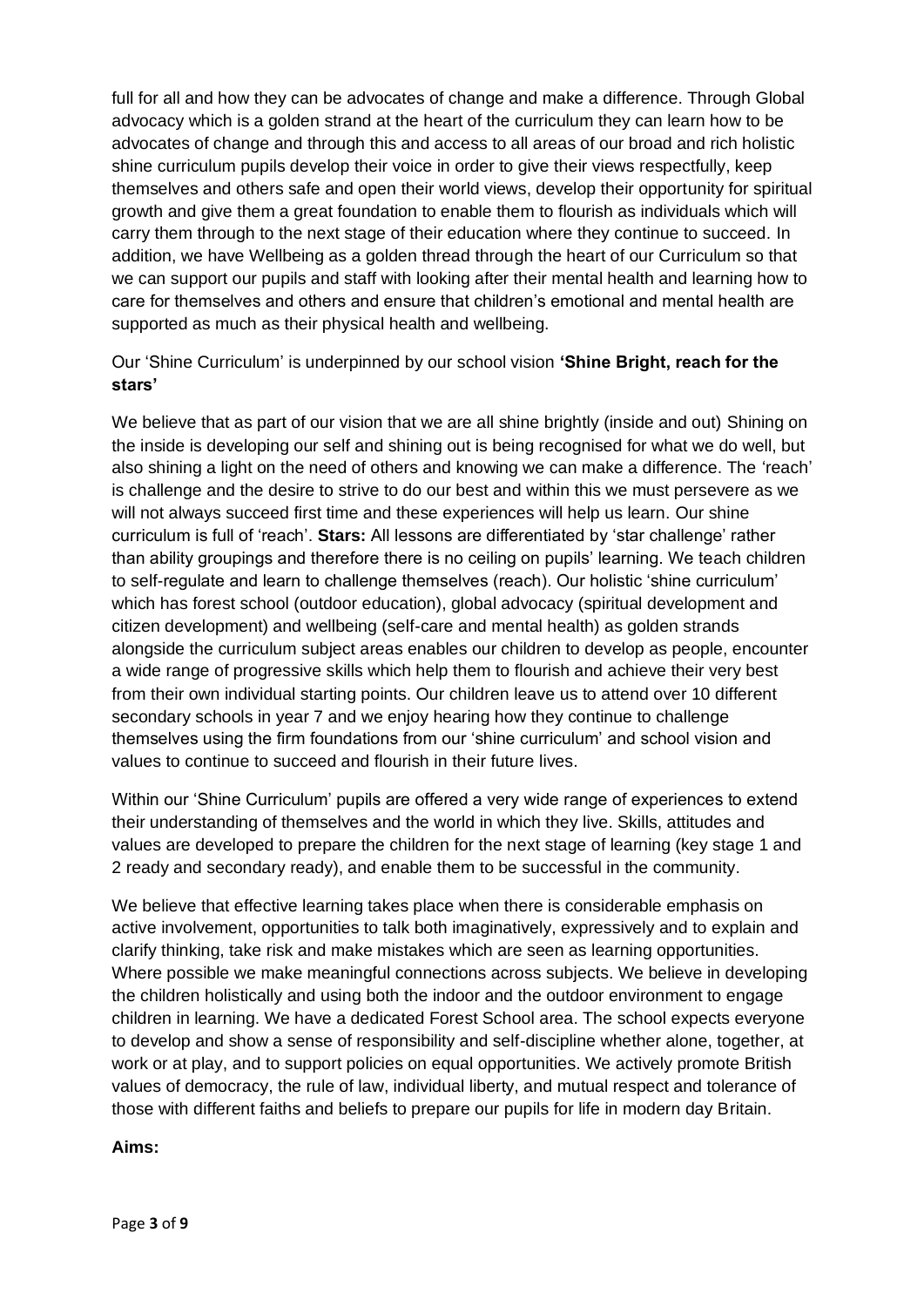full for all and how they can be advocates of change and make a difference. Through Global advocacy which is a golden strand at the heart of the curriculum they can learn how to be advocates of change and through this and access to all areas of our broad and rich holistic shine curriculum pupils develop their voice in order to give their views respectfully, keep themselves and others safe and open their world views, develop their opportunity for spiritual growth and give them a great foundation to enable them to flourish as individuals which will carry them through to the next stage of their education where they continue to succeed. In addition, we have Wellbeing as a golden thread through the heart of our Curriculum so that we can support our pupils and staff with looking after their mental health and learning how to care for themselves and others and ensure that children's emotional and mental health are supported as much as their physical health and wellbeing.

Our 'Shine Curriculum' is underpinned by our school vision **'Shine Bright, reach for the stars'**

We believe that as part of our vision that we are all shine brightly (inside and out) Shining on the inside is developing our self and shining out is being recognised for what we do well, but also shining a light on the need of others and knowing we can make a difference. The 'reach' is challenge and the desire to strive to do our best and within this we must persevere as we will not always succeed first time and these experiences will help us learn. Our shine curriculum is full of 'reach'. **Stars:** All lessons are differentiated by 'star challenge' rather than ability groupings and therefore there is no ceiling on pupils' learning. We teach children to self-regulate and learn to challenge themselves (reach). Our holistic 'shine curriculum' which has forest school (outdoor education), global advocacy (spiritual development and citizen development) and wellbeing (self-care and mental health) as golden strands alongside the curriculum subject areas enables our children to develop as people, encounter a wide range of progressive skills which help them to flourish and achieve their very best from their own individual starting points. Our children leave us to attend over 10 different secondary schools in year 7 and we enjoy hearing how they continue to challenge themselves using the firm foundations from our 'shine curriculum' and school vision and values to continue to succeed and flourish in their future lives.

Within our 'Shine Curriculum' pupils are offered a very wide range of experiences to extend their understanding of themselves and the world in which they live. Skills, attitudes and values are developed to prepare the children for the next stage of learning (key stage 1 and 2 ready and secondary ready), and enable them to be successful in the community.

We believe that effective learning takes place when there is considerable emphasis on active involvement, opportunities to talk both imaginatively, expressively and to explain and clarify thinking, take risk and make mistakes which are seen as learning opportunities. Where possible we make meaningful connections across subjects. We believe in developing the children holistically and using both the indoor and the outdoor environment to engage children in learning. We have a dedicated Forest School area. The school expects everyone to develop and show a sense of responsibility and self-discipline whether alone, together, at work or at play, and to support policies on equal opportunities. We actively promote British values of democracy, the rule of law, individual liberty, and mutual respect and tolerance of those with different faiths and beliefs to prepare our pupils for life in modern day Britain.

**Aims:**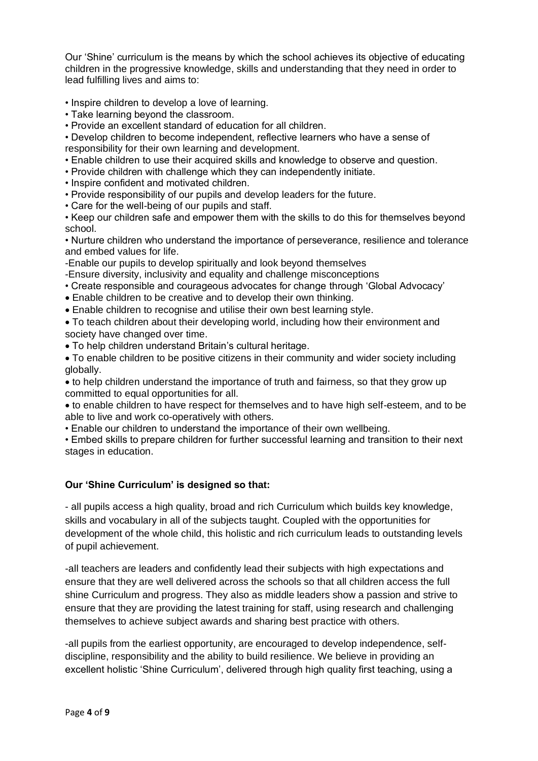Our 'Shine' curriculum is the means by which the school achieves its objective of educating children in the progressive knowledge, skills and understanding that they need in order to lead fulfilling lives and aims to:

- Inspire children to develop a love of learning.
- Take learning beyond the classroom.
- Provide an excellent standard of education for all children.
- Develop children to become independent, reflective learners who have a sense of responsibility for their own learning and development.
- Enable children to use their acquired skills and knowledge to observe and question.
- Provide children with challenge which they can independently initiate.
- Inspire confident and motivated children.
- Provide responsibility of our pupils and develop leaders for the future.
- Care for the well-being of our pupils and staff.
- Keep our children safe and empower them with the skills to do this for themselves beyond school.
- Nurture children who understand the importance of perseverance, resilience and tolerance and embed values for life.
- Enable our pupils to develop spiritually and look beyond themselves
- Ensure diversity, inclusivity and equality and challenge misconceptions
- Create responsible and courageous advocates for change through 'Global Advocacy'
- Enable children to be creative and to develop their own thinking.
- Enable children to recognise and utilise their own best learning style.
- To teach children about their developing world, including how their environment and society have changed over time.
- To help children understand Britain's cultural heritage.
- To enable children to be positive citizens in their community and wider society including globally.
- to help children understand the importance of truth and fairness, so that they grow up committed to equal opportunities for all.
- to enable children to have respect for themselves and to have high self-esteem, and to be able to live and work co-operatively with others.
- Enable our children to understand the importance of their own wellbeing.
- Embed skills to prepare children for further successful learning and transition to their next stages in education.

**Our 'Shine Curriculum' is designed so that:**

- all pupils access a high quality, broad and rich Curriculum which builds key knowledge, skills and vocabulary in all of the subjects taught. Coupled with the opportunities for development of the whole child, this holistic and rich curriculum leads to outstanding levels of pupil achievement.

-all teachers are leaders and confidently lead their subjects with high expectations and ensure that they are well delivered across the schools so that all children access the full shine Curriculum and progress. They also as middle leaders show a passion and strive to ensure that they are providing the latest training for staff, using research and challenging themselves to achieve subject awards and sharing best practice with others.

-all pupils from the earliest opportunity, are encouraged to develop independence, self-discipline, responsibility and the ability to build resilience. We believe in providing an excellent holistic 'Shine Curriculum', delivered through high quality first teaching, using a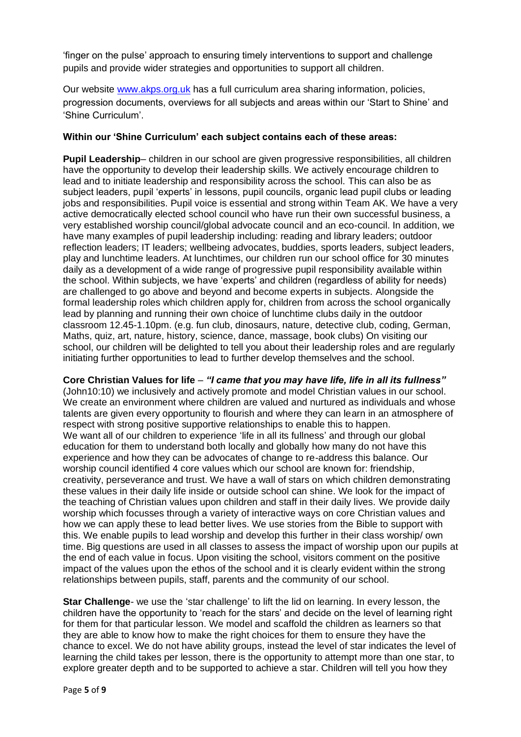'finger on the pulse' approach to ensuring timely interventions to support and challenge pupils and provide wider strategies and opportunities to support all children.

Our website [www.akps.org.uk](http://www.akps.org.uk) has a full curriculum area sharing information, policies, progression documents, overviews for all subjects and areas within our 'Start to Shine' and 'Shine Curriculum'.

**Within our 'Shine Curriculum' each subject contains each of these areas:**

**Pupil Leadership**– children in our school are given progressive responsibilities, all children have the opportunity to develop their leadership skills. We actively encourage children to lead and to initiate leadership and responsibility across the school. This can also be as subject leaders, pupil 'experts' in lessons, pupil councils, organic lead pupil clubs or leading jobs and responsibilities. Pupil voice is essential and strong within Team AK. We have a very active democratically elected school council who have run their own successful business, a very established worship council/global advocate council and an eco-council. In addition, we have many examples of pupil leadership including: reading and library leaders; outdoor reflection leaders; IT leaders; wellbeing advocates, buddies, sports leaders, subject leaders, play and lunchtime leaders. At lunchtimes, our children run our school office for 30 minutes daily as a development of a wide range of progressive pupil responsibility available within the school. Within subjects, we have 'experts' and children (regardless of ability for needs) are challenged to go above and beyond and become experts in subjects. Alongside the formal leadership roles which children apply for, children from across the school organically lead by planning and running their own choice of lunchtime clubs daily in the outdoor classroom 12.45-1.10pm. (e.g. fun club, dinosaurs, nature, detective club, coding, German, Maths, quiz, art, nature, history, science, dance, massage, book clubs) On visiting our school, our children will be delighted to tell you about their leadership roles and are regularly initiating further opportunities to lead to further develop themselves and the school.

**Core Christian Values for life** – ***"I came that you may have life, life in all its fullness"*** (John10:10) we inclusively and actively promote and model Christian values in our school. We create an environment where children are valued and nurtured as individuals and whose talents are given every opportunity to flourish and where they can learn in an atmosphere of respect with strong positive supportive relationships to enable this to happen.
We want all of our children to experience 'life in all its fullness' and through our global education for them to understand both locally and globally how many do not have this experience and how they can be advocates of change to re-address this balance. Our worship council identified 4 core values which our school are known for: friendship, creativity, perseverance and trust. We have a wall of stars on which children demonstrating these values in their daily life inside or outside school can shine. We look for the impact of the teaching of Christian values upon children and staff in their daily lives. We provide daily worship which focusses through a variety of interactive ways on core Christian values and how we can apply these to lead better lives. We use stories from the Bible to support with this. We enable pupils to lead worship and develop this further in their class worship/ own time. Big questions are used in all classes to assess the impact of worship upon our pupils at the end of each value in focus. Upon visiting the school, visitors comment on the positive impact of the values upon the ethos of the school and it is clearly evident within the strong relationships between pupils, staff, parents and the community of our school.

**Star Challenge**- we use the 'star challenge' to lift the lid on learning. In every lesson, the children have the opportunity to 'reach for the stars' and decide on the level of learning right for them for that particular lesson. We model and scaffold the children as learners so that they are able to know how to make the right choices for them to ensure they have the chance to excel. We do not have ability groups, instead the level of star indicates the level of learning the child takes per lesson, there is the opportunity to attempt more than one star, to explore greater depth and to be supported to achieve a star. Children will tell you how they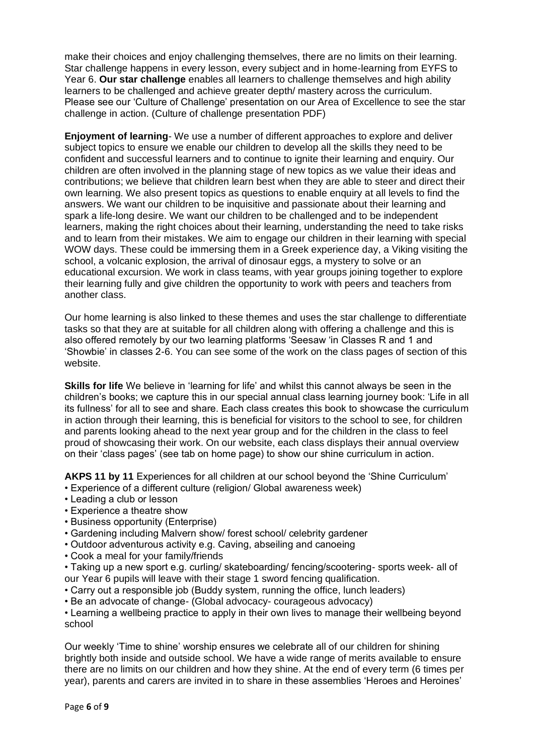make their choices and enjoy challenging themselves, there are no limits on their learning. Star challenge happens in every lesson, every subject and in home-learning from EYFS to Year 6. **Our star challenge** enables all learners to challenge themselves and high ability learners to be challenged and achieve greater depth/ mastery across the curriculum. Please see our 'Culture of Challenge' presentation on our Area of Excellence to see the star challenge in action. (Culture of challenge presentation PDF)

**Enjoyment of learning**- We use a number of different approaches to explore and deliver subject topics to ensure we enable our children to develop all the skills they need to be confident and successful learners and to continue to ignite their learning and enquiry. Our children are often involved in the planning stage of new topics as we value their ideas and contributions; we believe that children learn best when they are able to steer and direct their own learning. We also present topics as questions to enable enquiry at all levels to find the answers. We want our children to be inquisitive and passionate about their learning and spark a life-long desire. We want our children to be challenged and to be independent learners, making the right choices about their learning, understanding the need to take risks and to learn from their mistakes. We aim to engage our children in their learning with special WOW days. These could be immersing them in a Greek experience day, a Viking visiting the school, a volcanic explosion, the arrival of dinosaur eggs, a mystery to solve or an educational excursion. We work in class teams, with year groups joining together to explore their learning fully and give children the opportunity to work with peers and teachers from another class.

Our home learning is also linked to these themes and uses the star challenge to differentiate tasks so that they are at suitable for all children along with offering a challenge and this is also offered remotely by our two learning platforms 'Seesaw 'in Classes R and 1 and 'Showbie' in classes 2-6. You can see some of the work on the class pages of section of this website.

**Skills for life** We believe in 'learning for life' and whilst this cannot always be seen in the children's books; we capture this in our special annual class learning journey book: 'Life in all its fullness' for all to see and share. Each class creates this book to showcase the curriculum in action through their learning, this is beneficial for visitors to the school to see, for children and parents looking ahead to the next year group and for the children in the class to feel proud of showcasing their work. On our website, each class displays their annual overview on their 'class pages' (see tab on home page) to show our shine curriculum in action.

**AKPS 11 by 11** Experiences for all children at our school beyond the 'Shine Curriculum'

- Experience of a different culture (religion/ Global awareness week)
- Leading a club or lesson
- Experience a theatre show
- Business opportunity (Enterprise)
- Gardening including Malvern show/ forest school/ celebrity gardener
- Outdoor adventurous activity e.g. Caving, abseiling and canoeing
- Cook a meal for your family/friends
- Taking up a new sport e.g. curling/ skateboarding/ fencing/scootering- sports week- all of our Year 6 pupils will leave with their stage 1 sword fencing qualification.
- Carry out a responsible job (Buddy system, running the office, lunch leaders)
- Be an advocate of change- (Global advocacy- courageous advocacy)
- Learning a wellbeing practice to apply in their own lives to manage their wellbeing beyond school

Our weekly 'Time to shine' worship ensures we celebrate all of our children for shining brightly both inside and outside school. We have a wide range of merits available to ensure there are no limits on our children and how they shine. At the end of every term (6 times per year), parents and carers are invited in to share in these assemblies 'Heroes and Heroines'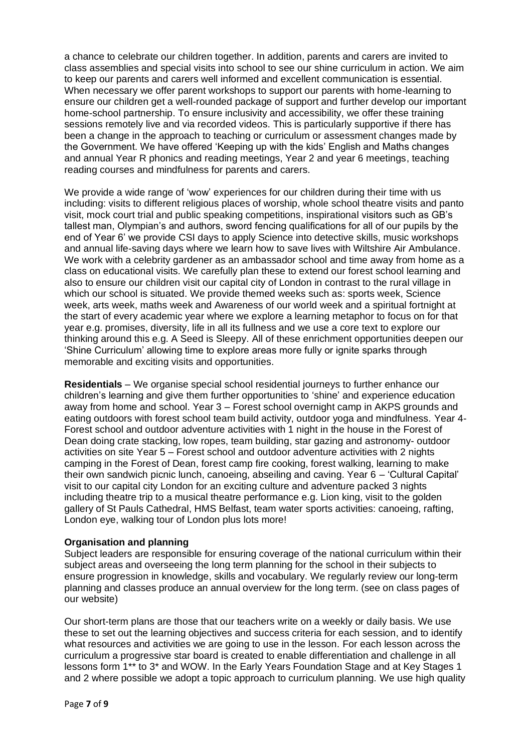a chance to celebrate our children together. In addition, parents and carers are invited to class assemblies and special visits into school to see our shine curriculum in action. We aim to keep our parents and carers well informed and excellent communication is essential. When necessary we offer parent workshops to support our parents with home-learning to ensure our children get a well-rounded package of support and further develop our important home-school partnership. To ensure inclusivity and accessibility, we offer these training sessions remotely live and via recorded videos. This is particularly supportive if there has been a change in the approach to teaching or curriculum or assessment changes made by the Government. We have offered 'Keeping up with the kids' English and Maths changes and annual Year R phonics and reading meetings, Year 2 and year 6 meetings, teaching reading courses and mindfulness for parents and carers.

We provide a wide range of 'wow' experiences for our children during their time with us including: visits to different religious places of worship, whole school theatre visits and panto visit, mock court trial and public speaking competitions, inspirational visitors such as GB's tallest man, Olympian's and authors, sword fencing qualifications for all of our pupils by the end of Year 6' we provide CSI days to apply Science into detective skills, music workshops and annual life-saving days where we learn how to save lives with Wiltshire Air Ambulance. We work with a celebrity gardener as an ambassador school and time away from home as a class on educational visits. We carefully plan these to extend our forest school learning and also to ensure our children visit our capital city of London in contrast to the rural village in which our school is situated. We provide themed weeks such as: sports week, Science week, arts week, maths week and Awareness of our world week and a spiritual fortnight at the start of every academic year where we explore a learning metaphor to focus on for that year e.g. promises, diversity, life in all its fullness and we use a core text to explore our thinking around this e.g. A Seed is Sleepy. All of these enrichment opportunities deepen our 'Shine Curriculum' allowing time to explore areas more fully or ignite sparks through memorable and exciting visits and opportunities.

**Residentials** – We organise special school residential journeys to further enhance our children's learning and give them further opportunities to 'shine' and experience education away from home and school. Year 3 – Forest school overnight camp in AKPS grounds and eating outdoors with forest school team build activity, outdoor yoga and mindfulness. Year 4- Forest school and outdoor adventure activities with 1 night in the house in the Forest of Dean doing crate stacking, low ropes, team building, star gazing and astronomy- outdoor activities on site Year 5 – Forest school and outdoor adventure activities with 2 nights camping in the Forest of Dean, forest camp fire cooking, forest walking, learning to make their own sandwich picnic lunch, canoeing, abseiling and caving. Year 6 – 'Cultural Capital' visit to our capital city London for an exciting culture and adventure packed 3 nights including theatre trip to a musical theatre performance e.g. Lion king, visit to the golden gallery of St Pauls Cathedral, HMS Belfast, team water sports activities: canoeing, rafting, London eye, walking tour of London plus lots more!

**Organisation and planning**

Subject leaders are responsible for ensuring coverage of the national curriculum within their subject areas and overseeing the long term planning for the school in their subjects to ensure progression in knowledge, skills and vocabulary. We regularly review our long-term planning and classes produce an annual overview for the long term. (see on class pages of our website)

Our short-term plans are those that our teachers write on a weekly or daily basis. We use these to set out the learning objectives and success criteria for each session, and to identify what resources and activities we are going to use in the lesson. For each lesson across the curriculum a progressive star board is created to enable differentiation and challenge in all lessons form 1** to 3* and WOW. In the Early Years Foundation Stage and at Key Stages 1 and 2 where possible we adopt a topic approach to curriculum planning. We use high quality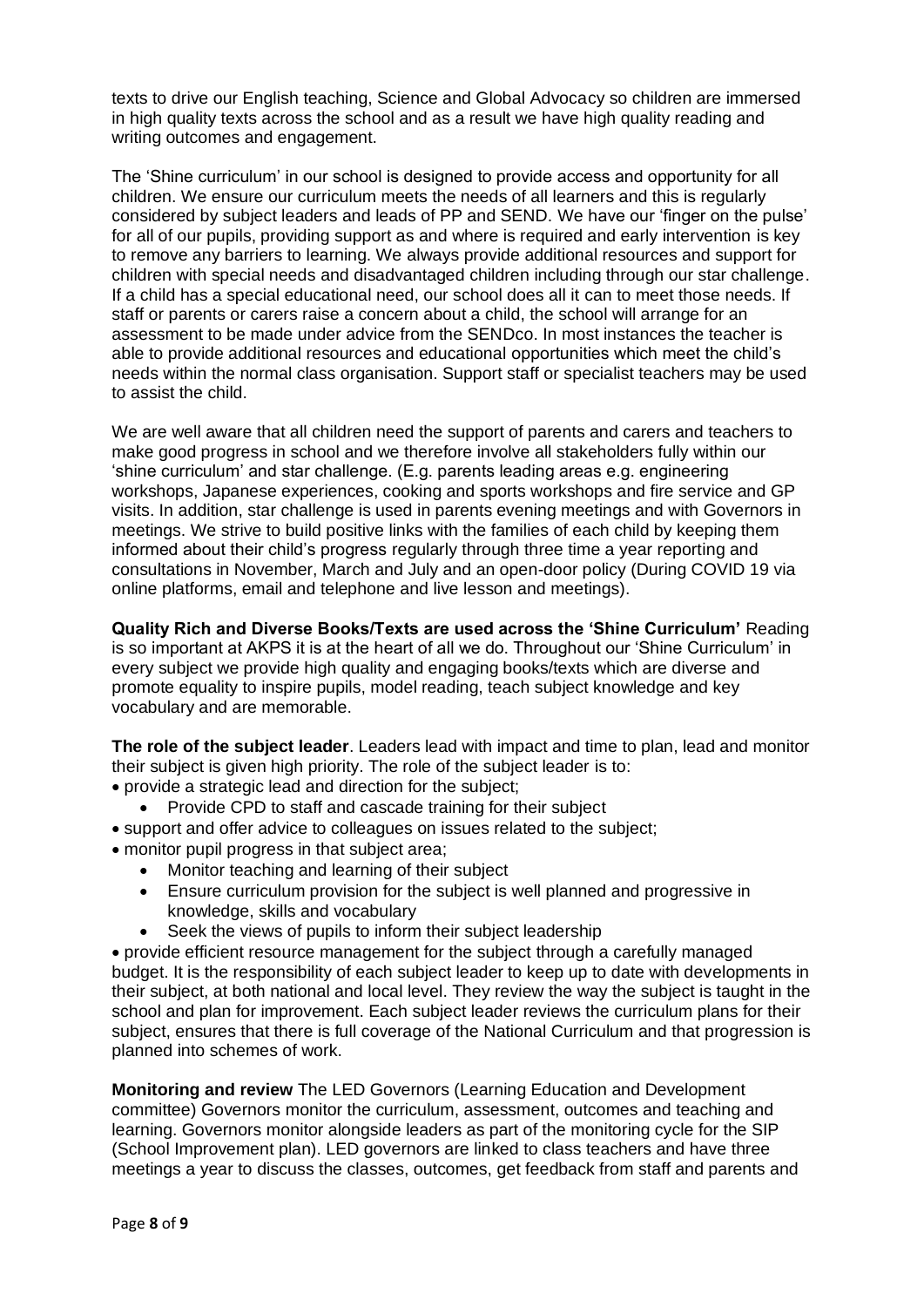texts to drive our English teaching, Science and Global Advocacy so children are immersed in high quality texts across the school and as a result we have high quality reading and writing outcomes and engagement.

The 'Shine curriculum' in our school is designed to provide access and opportunity for all children. We ensure our curriculum meets the needs of all learners and this is regularly considered by subject leaders and leads of PP and SEND. We have our 'finger on the pulse' for all of our pupils, providing support as and where is required and early intervention is key to remove any barriers to learning. We always provide additional resources and support for children with special needs and disadvantaged children including through our star challenge. If a child has a special educational need, our school does all it can to meet those needs. If staff or parents or carers raise a concern about a child, the school will arrange for an assessment to be made under advice from the SENDco. In most instances the teacher is able to provide additional resources and educational opportunities which meet the child's needs within the normal class organisation. Support staff or specialist teachers may be used to assist the child.

We are well aware that all children need the support of parents and carers and teachers to make good progress in school and we therefore involve all stakeholders fully within our 'shine curriculum' and star challenge. (E.g. parents leading areas e.g. engineering workshops, Japanese experiences, cooking and sports workshops and fire service and GP visits. In addition, star challenge is used in parents evening meetings and with Governors in meetings. We strive to build positive links with the families of each child by keeping them informed about their child's progress regularly through three time a year reporting and consultations in November, March and July and an open-door policy (During COVID 19 via online platforms, email and telephone and live lesson and meetings).

**Quality Rich and Diverse Books/Texts are used across the 'Shine Curriculum'** Reading is so important at AKPS it is at the heart of all we do. Throughout our 'Shine Curriculum' in every subject we provide high quality and engaging books/texts which are diverse and promote equality to inspire pupils, model reading, teach subject knowledge and key vocabulary and are memorable.

**The role of the subject leader**. Leaders lead with impact and time to plan, lead and monitor their subject is given high priority. The role of the subject leader is to:

- provide a strategic lead and direction for the subject;
  - Provide CPD to staff and cascade training for their subject
- support and offer advice to colleagues on issues related to the subject;
- monitor pupil progress in that subject area;
  - Monitor teaching and learning of their subject
  - Ensure curriculum provision for the subject is well planned and progressive in knowledge, skills and vocabulary
  - Seek the views of pupils to inform their subject leadership
- provide efficient resource management for the subject through a carefully managed budget. It is the responsibility of each subject leader to keep up to date with developments in their subject, at both national and local level. They review the way the subject is taught in the school and plan for improvement. Each subject leader reviews the curriculum plans for their subject, ensures that there is full coverage of the National Curriculum and that progression is planned into schemes of work.

**Monitoring and review** The LED Governors (Learning Education and Development committee) Governors monitor the curriculum, assessment, outcomes and teaching and learning. Governors monitor alongside leaders as part of the monitoring cycle for the SIP (School Improvement plan). LED governors are linked to class teachers and have three meetings a year to discuss the classes, outcomes, get feedback from staff and parents and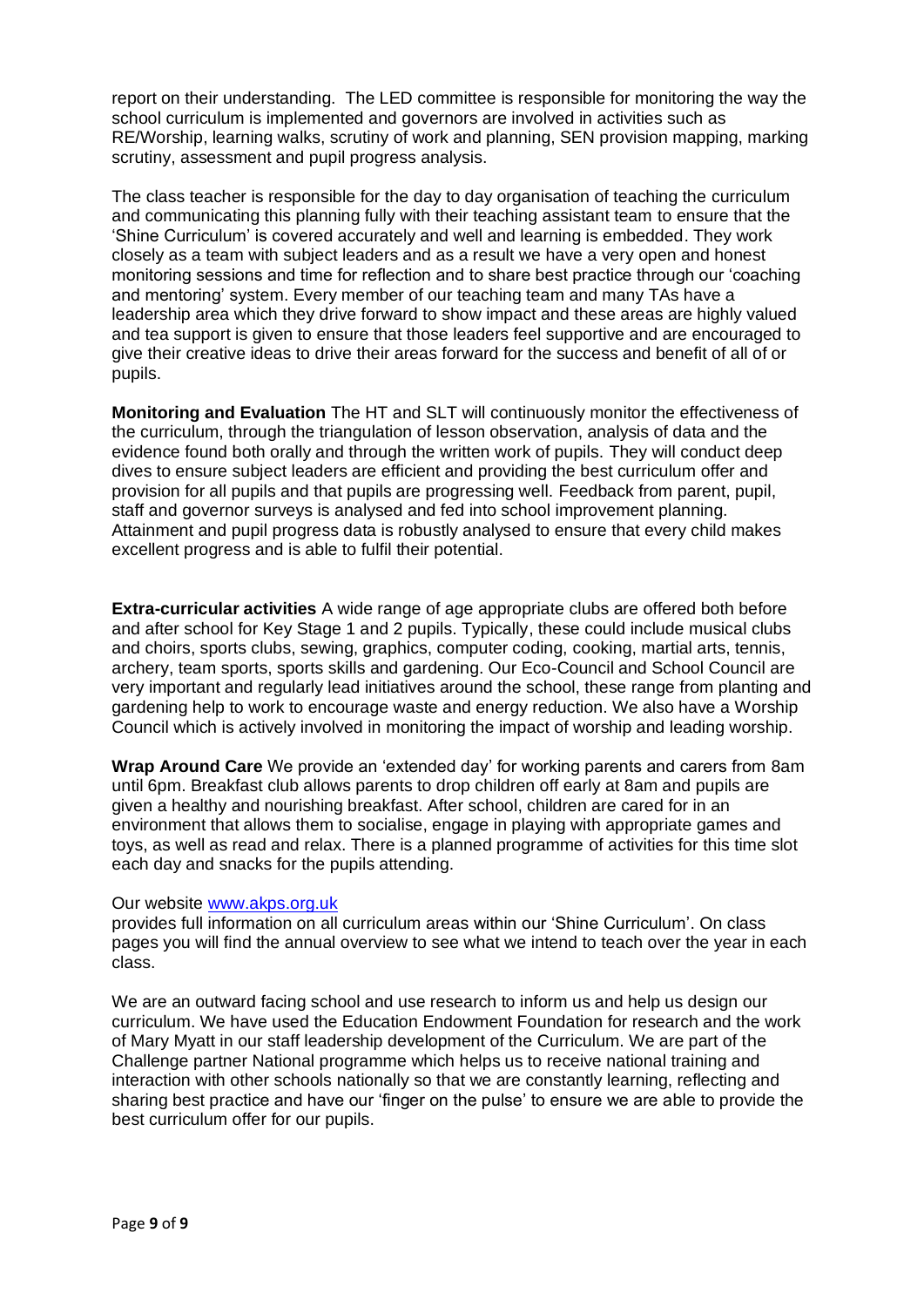report on their understanding. The LED committee is responsible for monitoring the way the school curriculum is implemented and governors are involved in activities such as RE/Worship, learning walks, scrutiny of work and planning, SEN provision mapping, marking scrutiny, assessment and pupil progress analysis.

The class teacher is responsible for the day to day organisation of teaching the curriculum and communicating this planning fully with their teaching assistant team to ensure that the 'Shine Curriculum' is covered accurately and well and learning is embedded. They work closely as a team with subject leaders and as a result we have a very open and honest monitoring sessions and time for reflection and to share best practice through our 'coaching and mentoring' system. Every member of our teaching team and many TAs have a leadership area which they drive forward to show impact and these areas are highly valued and tea support is given to ensure that those leaders feel supportive and are encouraged to give their creative ideas to drive their areas forward for the success and benefit of all of or pupils.

**Monitoring and Evaluation** The HT and SLT will continuously monitor the effectiveness of the curriculum, through the triangulation of lesson observation, analysis of data and the evidence found both orally and through the written work of pupils. They will conduct deep dives to ensure subject leaders are efficient and providing the best curriculum offer and provision for all pupils and that pupils are progressing well. Feedback from parent, pupil, staff and governor surveys is analysed and fed into school improvement planning. Attainment and pupil progress data is robustly analysed to ensure that every child makes excellent progress and is able to fulfil their potential.

**Extra-curricular activities** A wide range of age appropriate clubs are offered both before and after school for Key Stage 1 and 2 pupils. Typically, these could include musical clubs and choirs, sports clubs, sewing, graphics, computer coding, cooking, martial arts, tennis, archery, team sports, sports skills and gardening. Our Eco-Council and School Council are very important and regularly lead initiatives around the school, these range from planting and gardening help to work to encourage waste and energy reduction. We also have a Worship Council which is actively involved in monitoring the impact of worship and leading worship.

**Wrap Around Care** We provide an 'extended day' for working parents and carers from 8am until 6pm. Breakfast club allows parents to drop children off early at 8am and pupils are given a healthy and nourishing breakfast. After school, children are cared for in an environment that allows them to socialise, engage in playing with appropriate games and toys, as well as read and relax. There is a planned programme of activities for this time slot each day and snacks for the pupils attending.

Our website [www.akps.org.uk](http://www.akps.org.uk)
provides full information on all curriculum areas within our 'Shine Curriculum'. On class pages you will find the annual overview to see what we intend to teach over the year in each class.

We are an outward facing school and use research to inform us and help us design our curriculum. We have used the Education Endowment Foundation for research and the work of Mary Myatt in our staff leadership development of the Curriculum. We are part of the Challenge partner National programme which helps us to receive national training and interaction with other schools nationally so that we are constantly learning, reflecting and sharing best practice and have our 'finger on the pulse' to ensure we are able to provide the best curriculum offer for our pupils.